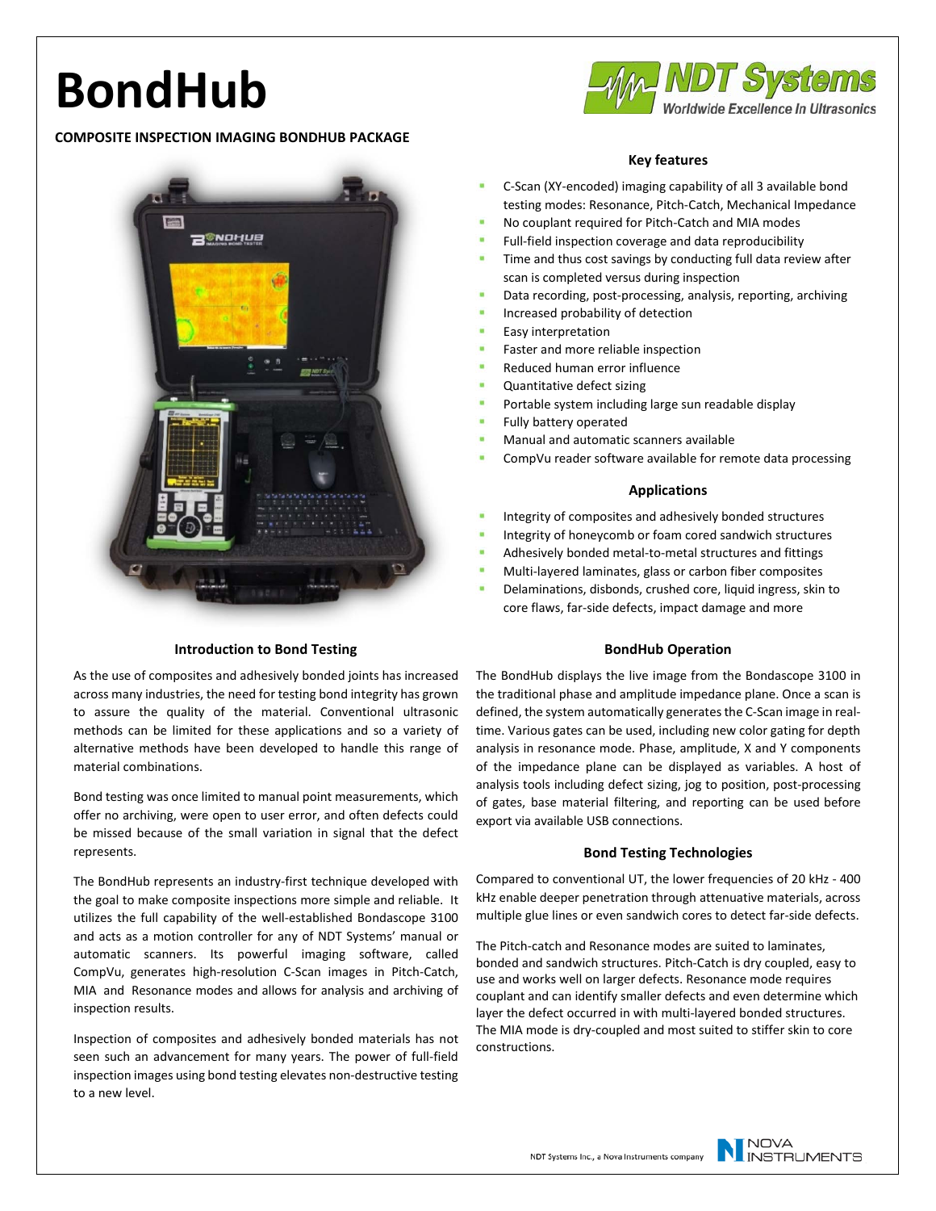# BondHub

**COMPOSITE INSPECTION IMAGING BONDHUB PACKAGE**

### Key features

- C-Scan (XY-encoded) imaging capability of all 3 available bond testing modes: Resonance, Pitch-Catch, Mechanical Impedance
- No couplant required for Pitch-Catch and MIA modes
- Full-field inspection coverage and data reproducibility
- Time and thus cost savings by conducting full data review after scan is completed versus during inspection
- Data recording, post-processing, analysis, reporting, archiving
- Increased probability of detection
- Easy interpretation
- Faster and more reliable inspection
- Reduced human error influence
- Quantitative defect sizing
- Portable system including large sun readable display
- Fully battery operated
- Manual and automatic scanners available
- CompVu reader software available for remote data processing

### Applications

- Integrity of composites and adhesively bonded structures
- Integrity of honeycomb or foam cored sandwich structures
- Adhesively bonded metal-to-metal structures and fittings
- Multi-layered laminates, glass or carbon fiber composites
- Delaminations, disbonds, crushed core, liquid ingress, skin to core flaws, far-side defects, impact damage and more

### Introduction to Bond Testing

As the use of composites and adhesively bonded joints has increased across many industries, the need for testing bond integrity has grown to assure the quality of the material. Conventional ultrasonic methods can be limited for these applications and so a variety of alternative methods have been developed to handle this range of material combinations.

Bond testing was once limited to manual point measurements, which offer no archiving, were open to user error, and often defects could be missed because of the small variation in signal that the defect represents.

The BondHub represents an industry-first technique developed with the goal to make composite inspections more simple and reliable. It utilizes the full capability of the well-established Bondascope 3100 and acts as a motion controller for any of NDT Systems' manual or automatic scanners. Its powerful imaging software, called CompVu, generates high-resolution C-Scan images in Pitch-Catch, MIA and Resonance modes and allows for analysis and archiving of inspection results.

Inspection of composites and adhesively bonded materials has not seen such an advancement for many years. The power of full-field inspection images using bond testing elevates non-destructive testing to a new level.

### BondHub Operation

The BondHub displays the live image from the Bondascope 3100 in the traditional phase and amplitude impedance plane. Once a scan is defined, the system automatically generates the C-Scan image in real-time. Various gates can be used, including new color gating for depth analysis in resonance mode. Phase, amplitude, X and Y components of the impedance plane can be displayed as variables. A host of analysis tools including defect sizing, jog to position, post-processing of gates, base material filtering, and reporting can be used before export via available USB connections.

### Bond Testing Technologies

Compared to conventional UT, the lower frequencies of 20 kHz - 400 kHz enable deeper penetration through attenuative materials, across multiple glue lines or even sandwich cores to detect far-side defects.

The Pitch-catch and Resonance modes are suited to laminates, bonded and sandwich structures. Pitch-Catch is dry coupled, easy to use and works well on larger defects. Resonance mode requires couplant and can identify smaller defects and even determine which layer the defect occurred in with multi-layered bonded structures. The MIA mode is dry-coupled and most suited to stiffer skin to core constructions.

NDT Systems Inc., a Nova Instruments company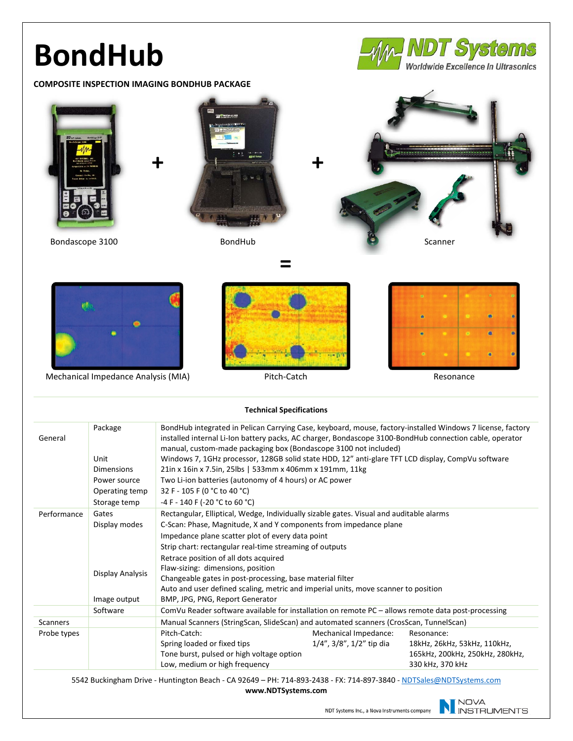# BondHub

**COMPOSITE INSPECTION IMAGING BONDHUB PACKAGE**

Bondascope 3100 + BondHub + Scanner

=

Mechanical Impedance Analysis (MIA) | Pitch-Catch | Resonance

**Technical Specifications**

| | | |
|---|---|---|
| General | Package | BondHub integrated in Pelican Carrying Case, keyboard, mouse, factory-installed Windows 7 license, factory installed internal Li-Ion battery packs, AC charger, Bondascope 3100-BondHub connection cable, operator manual, custom-made packaging box (Bondascope 3100 not included) |
| | Unit | Windows 7, 1GHz processor, 128GB solid state HDD, 12" anti-glare TFT LCD display, CompVu software |
| | Dimensions | 21in x 16in x 7.5in, 25lbs \| 533mm x 406mm x 191mm, 11kg |
| | Power source | Two Li-ion batteries (autonomy of 4 hours) or AC power |
| | Operating temp | 32 F - 105 F (0 °C to 40 °C) |
| | Storage temp | -4 F - 140 F (-20 °C to 60 °C) |
| Performance | Gates | Rectangular, Elliptical, Wedge, Individually sizable gates. Visual and auditable alarms |
| | Display modes | C-Scan: Phase, Magnitude, X and Y components from impedance plane<br>Impedance plane scatter plot of every data point<br>Strip chart: rectangular real-time streaming of outputs |
| | Display Analysis | Retrace position of all dots acquired<br>Flaw-sizing: dimensions, position<br>Changeable gates in post-processing, base material filter<br>Auto and user defined scaling, metric and imperial units, move scanner to position |
| | Image output | BMP, JPG, PNG, Report Generator |
| | Software | ComVu Reader software available for installation on remote PC – allows remote data post-processing |
| Scanners | | Manual Scanners (StringScan, SlideScan) and automated scanners (CrosScan, TunnelScan) |
| Probe types | | Pitch-Catch:<br>Spring loaded or fixed tips<br>Tone burst, pulsed or high voltage option<br>Low, medium or high frequency<br><br>Mechanical Impedance:<br>1/4", 3/8", 1/2" tip dia<br><br>Resonance:<br>18kHz, 26kHz, 53kHz, 110kHz, 165kHz, 200kHz, 250kHz, 280kHz, 330 kHz, 370 kHz |

5542 Buckingham Drive - Huntington Beach - CA 92649 – PH: 714-893-2438 - FX: 714-897-3840 - NDTSales@NDTSystems.com

**www.NDTSystems.com**

NDT Systems Inc., a Nova Instruments company